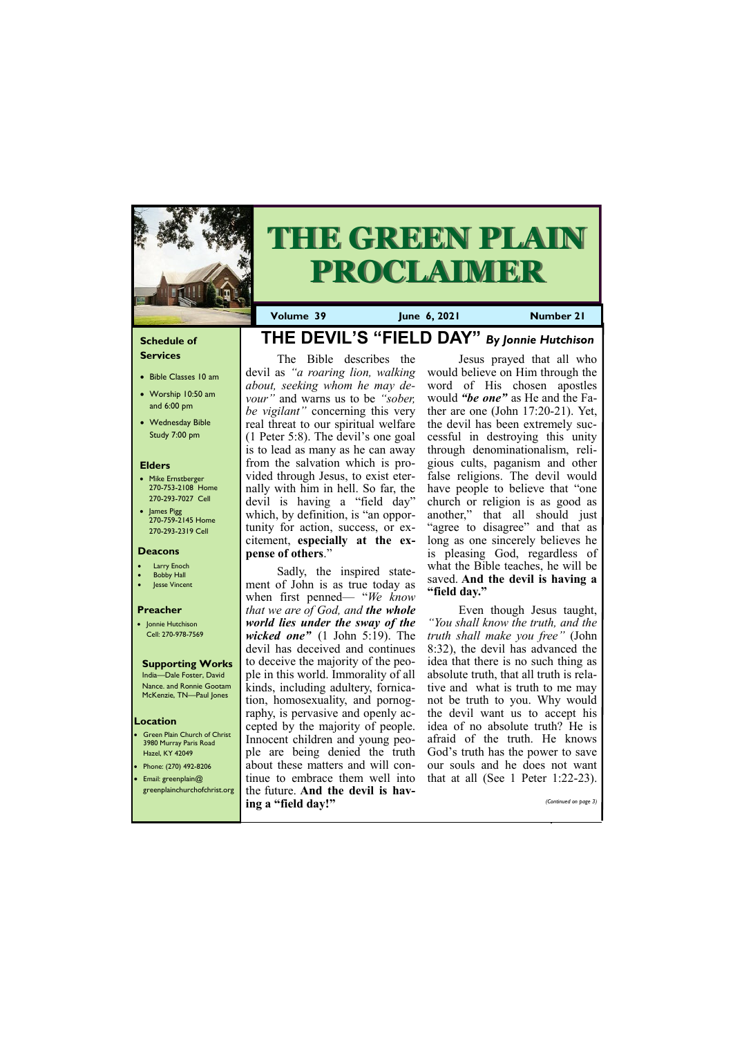# THE GREEN PLAIN PROCLAIMER

**Volume 39** | **June 6, 2021** | **Number 21**

### Schedule of Services

- Bible Classes 10 am
- Worship 10:50 am and 6:00 pm
- Wednesday Bible Study 7:00 pm

### Elders

- Mike Ernstberger 270-753-2108 Home 270-293-7027 Cell
- James Pigg 270-759-2145 Home 270-293-2319 Cell

### Deacons

- Larry Enoch
- Bobby Hall
- Jesse Vincent

### Preacher

- Jonnie Hutchison Cell: 270-978-7569

### Supporting Works

India—Dale Foster, David Nance. and Ronnie Gootam McKenzie, TN—Paul Jones

### Location

- Green Plain Church of Christ 3980 Murray Paris Road Hazel, KY 42049
- Phone: (270) 492-8206
- Email: greenplain@greenplainchurchofchrist.org

## THE DEVIL'S "FIELD DAY" *By Jonnie Hutchison*

The Bible describes the devil as *"a roaring lion, walking about, seeking whom he may devour"* and warns us to be *"sober, be vigilant"* concerning this very real threat to our spiritual welfare (1 Peter 5:8). The devil's one goal is to lead as many as he can away from the salvation which is provided through Jesus, to exist eternally with him in hell. So far, the devil is having a "field day" which, by definition, is "an opportunity for action, success, or excitement, **especially at the expense of others**."

Sadly, the inspired statement of John is as true today as when first penned— "*We know that we are of God, and* ***the whole world lies under the sway of the wicked one"*** (1 John 5:19). The devil has deceived and continues to deceive the majority of the people in this world. Immorality of all kinds, including adultery, fornication, homosexuality, and pornography, is pervasive and openly accepted by the majority of people. Innocent children and young people are being denied the truth about these matters and will continue to embrace them well into the future. **And the devil is having a "field day!"**

Jesus prayed that all who would believe on Him through the word of His chosen apostles would ***"be one"*** as He and the Father are one (John 17:20-21). Yet, the devil has been extremely successful in destroying this unity through denominationalism, religious cults, paganism and other false religions. The devil would have people to believe that "one church or religion is as good as another," that all should just "agree to disagree" and that as long as one sincerely believes he is pleasing God, regardless of what the Bible teaches, he will be saved. **And the devil is having a "field day."**

Even though Jesus taught, *"You shall know the truth, and the truth shall make you free"* (John 8:32), the devil has advanced the idea that there is no such thing as absolute truth, that all truth is relative and what is truth to me may not be truth to you. Why would the devil want us to accept his idea of no absolute truth? He is afraid of the truth. He knows God's truth has the power to save our souls and he does not want that at all (See 1 Peter 1:22-23).

*(Continued on page 3)*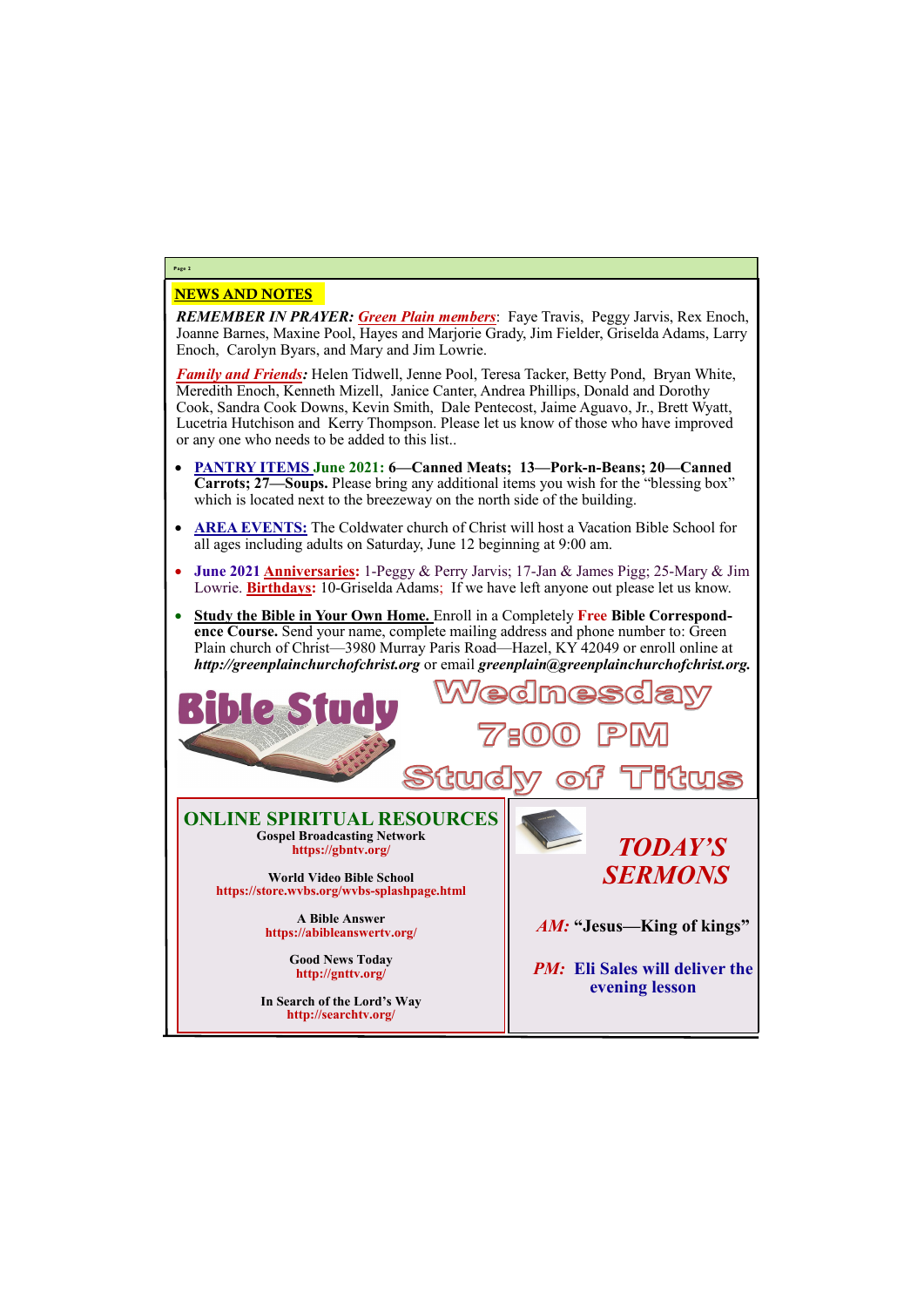## NEWS AND NOTES

***REMEMBER IN PRAYER:*** ***Green Plain members***: Faye Travis, Peggy Jarvis, Rex Enoch, Joanne Barnes, Maxine Pool, Hayes and Marjorie Grady, Jim Fielder, Griselda Adams, Larry Enoch, Carolyn Byars, and Mary and Jim Lowrie.

***Family and Friends:*** Helen Tidwell, Jenne Pool, Teresa Tacker, Betty Pond, Bryan White, Meredith Enoch, Kenneth Mizell, Janice Canter, Andrea Phillips, Donald and Dorothy Cook, Sandra Cook Downs, Kevin Smith, Dale Pentecost, Jaime Aguavo, Jr., Brett Wyatt, Lucetria Hutchison and Kerry Thompson. Please let us know of those who have improved or any one who needs to be added to this list..

- **PANTRY ITEMS June 2021: 6—Canned Meats; 13—Pork-n-Beans; 20—Canned Carrots; 27—Soups.** Please bring any additional items you wish for the "blessing box" which is located next to the breezeway on the north side of the building.
- **AREA EVENTS:** The Coldwater church of Christ will host a Vacation Bible School for all ages including adults on Saturday, June 12 beginning at 9:00 am.
- **June 2021 Anniversaries:** 1-Peggy & Perry Jarvis; 17-Jan & James Pigg; 25-Mary & Jim Lowrie. **Birthdays:** 10-Griselda Adams; If we have left anyone out please let us know.
- **Study the Bible in Your Own Home.** Enroll in a Completely **Free Bible Correspondence Course.** Send your name, complete mailing address and phone number to: Green Plain church of Christ—3980 Murray Paris Road—Hazel, KY 42049 or enroll online at ***http://greenplainchurchofchrist.org*** or email ***greenplain@greenplainchurchofchrist.org.***

**Bible Study**

**Wednesday 7:00 PM**

**Study of Titus**

## ONLINE SPIRITUAL RESOURCES

**Gospel Broadcasting Network**
**https://gbntv.org/**

**World Video Bible School**
**https://store.wvbs.org/wvbs-splashpage.html**

**A Bible Answer**
**https://abibleanswertv.org/**

**Good News Today**
**http://gnttv.org/**

**In Search of the Lord's Way**
**http://searchtv.org/**

## *TODAY'S SERMONS*

***AM:*** **"Jesus—King of kings"**

***PM:*** **Eli Sales will deliver the evening lesson**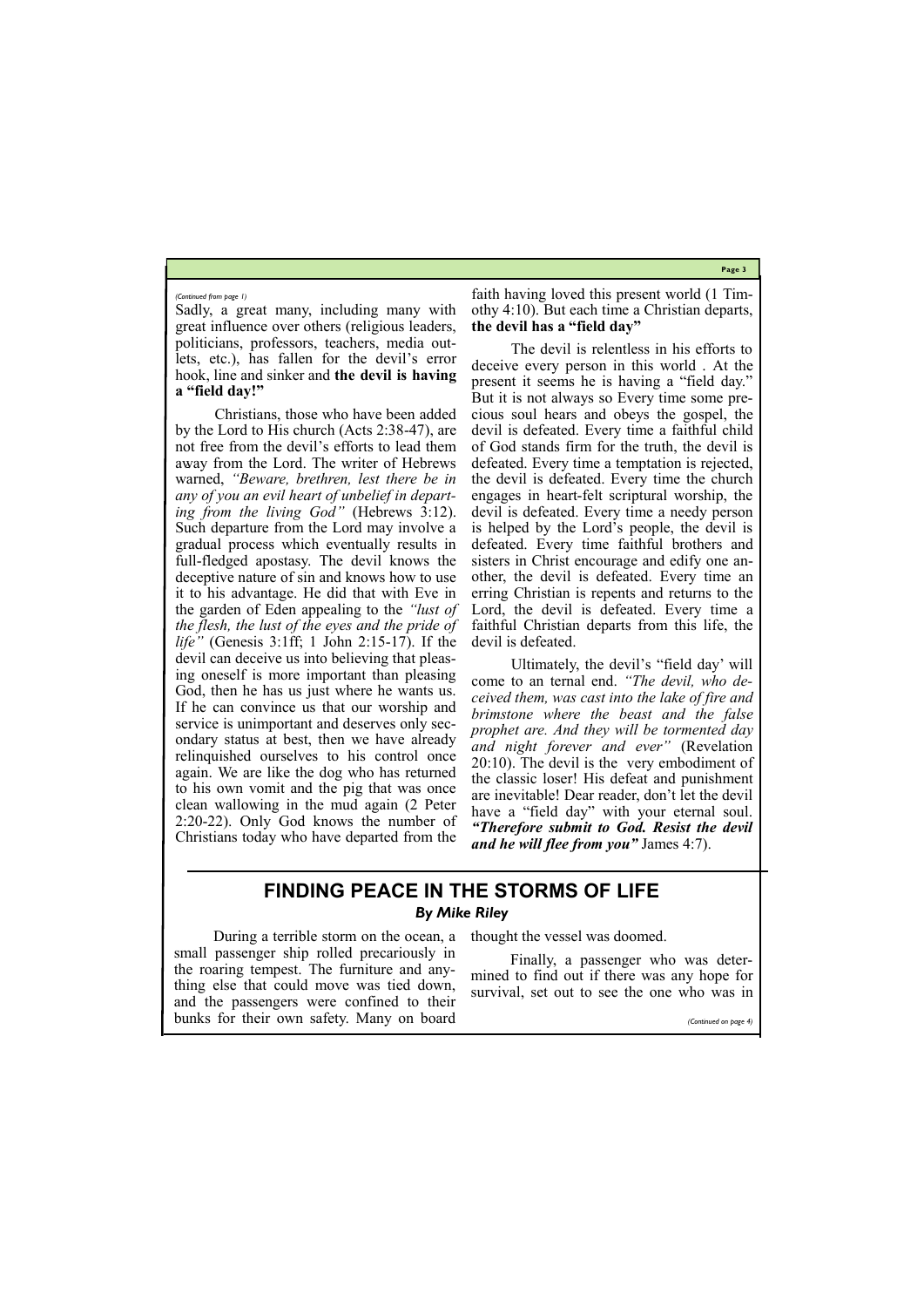*(Continued from page 1)*

Sadly, a great many, including many with great influence over others (religious leaders, politicians, professors, teachers, media outlets, etc.), has fallen for the devil's error hook, line and sinker and **the devil is having a "field day!"**

Christians, those who have been added by the Lord to His church (Acts 2:38-47), are not free from the devil's efforts to lead them away from the Lord. The writer of Hebrews warned, *"Beware, brethren, lest there be in any of you an evil heart of unbelief in departing from the living God"* (Hebrews 3:12). Such departure from the Lord may involve a gradual process which eventually results in full-fledged apostasy. The devil knows the deceptive nature of sin and knows how to use it to his advantage. He did that with Eve in the garden of Eden appealing to the *"lust of the flesh, the lust of the eyes and the pride of life"* (Genesis 3:1ff; 1 John 2:15-17). If the devil can deceive us into believing that pleasing oneself is more important than pleasing God, then he has us just where he wants us. If he can convince us that our worship and service is unimportant and deserves only secondary status at best, then we have already relinquished ourselves to his control once again. We are like the dog who has returned to his own vomit and the pig that was once clean wallowing in the mud again (2 Peter 2:20-22). Only God knows the number of Christians today who have departed from the faith having loved this present world (1 Timothy 4:10). But each time a Christian departs, **the devil has a "field day"**

The devil is relentless in his efforts to deceive every person in this world . At the present it seems he is having a "field day." But it is not always so Every time some precious soul hears and obeys the gospel, the devil is defeated. Every time a faithful child of God stands firm for the truth, the devil is defeated. Every time a temptation is rejected, the devil is defeated. Every time the church engages in heart-felt scriptural worship, the devil is defeated. Every time a needy person is helped by the Lord's people, the devil is defeated. Every time faithful brothers and sisters in Christ encourage and edify one another, the devil is defeated. Every time an erring Christian is repents and returns to the Lord, the devil is defeated. Every time a faithful Christian departs from this life, the devil is defeated.

Ultimately, the devil's "field day' will come to an ternal end. *"The devil, who deceived them, was cast into the lake of fire and brimstone where the beast and the false prophet are. And they will be tormented day and night forever and ever"* (Revelation 20:10). The devil is the very embodiment of the classic loser! His defeat and punishment are inevitable! Dear reader, don't let the devil have a "field day" with your eternal soul. ***"Therefore submit to God. Resist the devil and he will flee from you"*** James 4:7).

## FINDING PEACE IN THE STORMS OF LIFE

***By Mike Riley***

During a terrible storm on the ocean, a small passenger ship rolled precariously in the roaring tempest. The furniture and anything else that could move was tied down, and the passengers were confined to their bunks for their own safety. Many on board thought the vessel was doomed.

Finally, a passenger who was determined to find out if there was any hope for survival, set out to see the one who was in

*(Continued on page 4)*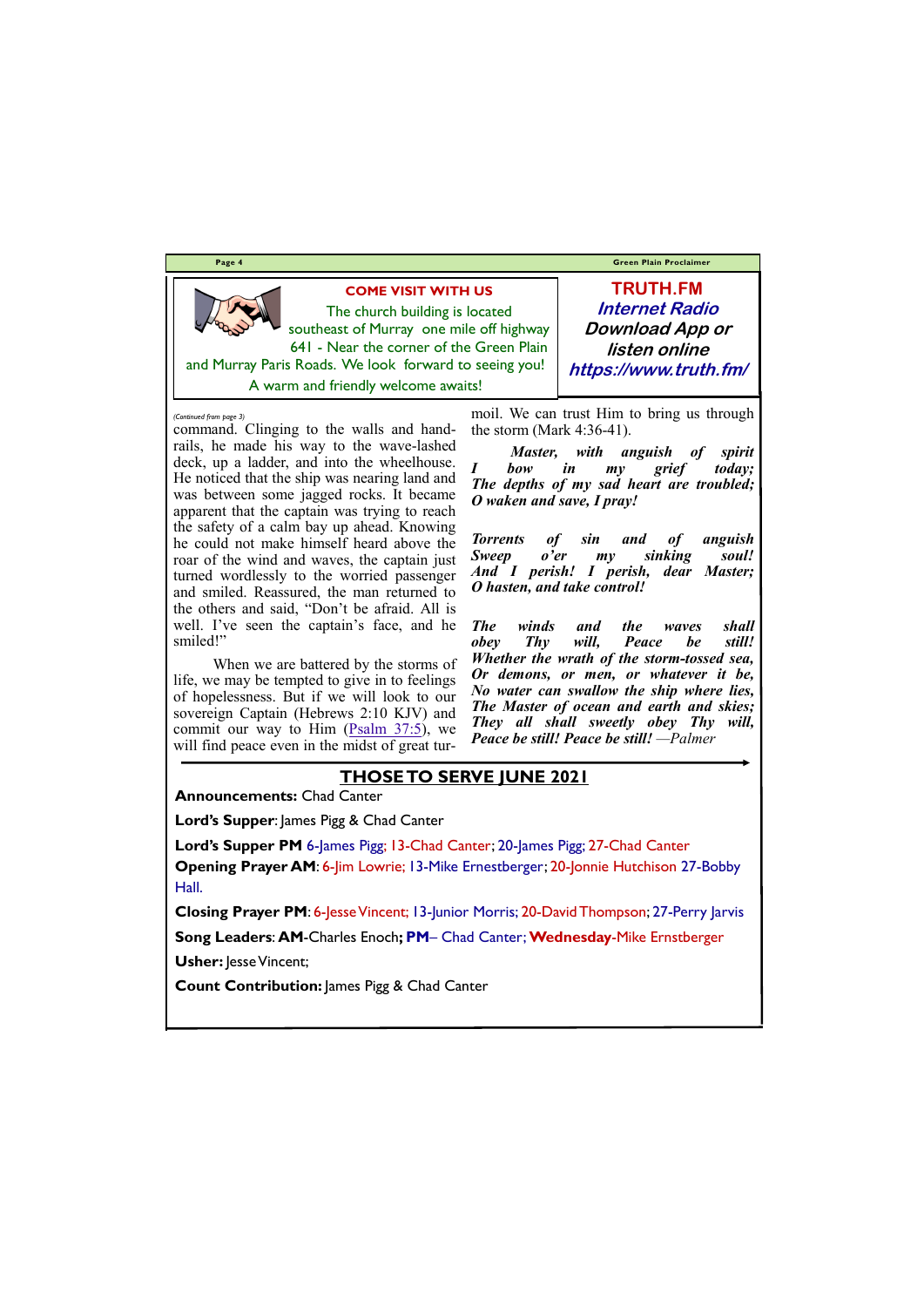## COME VISIT WITH US

The church building is located southeast of Murray one mile off highway 641 - Near the corner of the Green Plain and Murray Paris Roads. We look forward to seeing you!

A warm and friendly welcome awaits!

## TRUTH.FM

*Internet Radio*

*Download App or listen online*

*https://www.truth.fm/*

*(Continued from page 3)*

command. Clinging to the walls and handrails, he made his way to the wave-lashed deck, up a ladder, and into the wheelhouse. He noticed that the ship was nearing land and was between some jagged rocks. It became apparent that the captain was trying to reach the safety of a calm bay up ahead. Knowing he could not make himself heard above the roar of the wind and waves, the captain just turned wordlessly to the worried passenger and smiled. Reassured, the man returned to the others and said, "Don't be afraid. All is well. I've seen the captain's face, and he smiled!"

When we are battered by the storms of life, we may be tempted to give in to feelings of hopelessness. But if we will look to our sovereign Captain (Hebrews 2:10 KJV) and commit our way to Him (Psalm 37:5), we will find peace even in the midst of great turmoil. We can trust Him to bring us through the storm (Mark 4:36-41).

***Master, with anguish of spirit***
***I bow in my grief today;***
***The depths of my sad heart are troubled;***
***O waken and save, I pray!***

***Torrents of sin and of anguish***
***Sweep o'er my sinking soul!***
***And I perish! I perish, dear Master;***
***O hasten, and take control!***

***The winds and the waves shall obey Thy will, Peace be still!***
***Whether the wrath of the storm-tossed sea,***
***Or demons, or men, or whatever it be,***
***No water can swallow the ship where lies,***
***The Master of ocean and earth and skies;***
***They all shall sweetly obey Thy will,***
***Peace be still! Peace be still!*** *—Palmer*

## THOSE TO SERVE JUNE 2021

**Announcements:** Chad Canter

**Lord's Supper**: James Pigg & Chad Canter

**Lord's Supper PM** 6-James Pigg; 13-Chad Canter; 20-James Pigg; 27-Chad Canter

**Opening Prayer AM**: 6-Jim Lowrie; 13-Mike Ernestberger; 20-Jonnie Hutchison 27-Bobby Hall.

**Closing Prayer PM**: 6-Jesse Vincent; 13-Junior Morris; 20-David Thompson; 27-Perry Jarvis

**Song Leaders**: **AM**-Charles Enoch; **PM**– Chad Canter; **Wednesday**-Mike Ernstberger

**Usher:** Jesse Vincent;

**Count Contribution:** James Pigg & Chad Canter